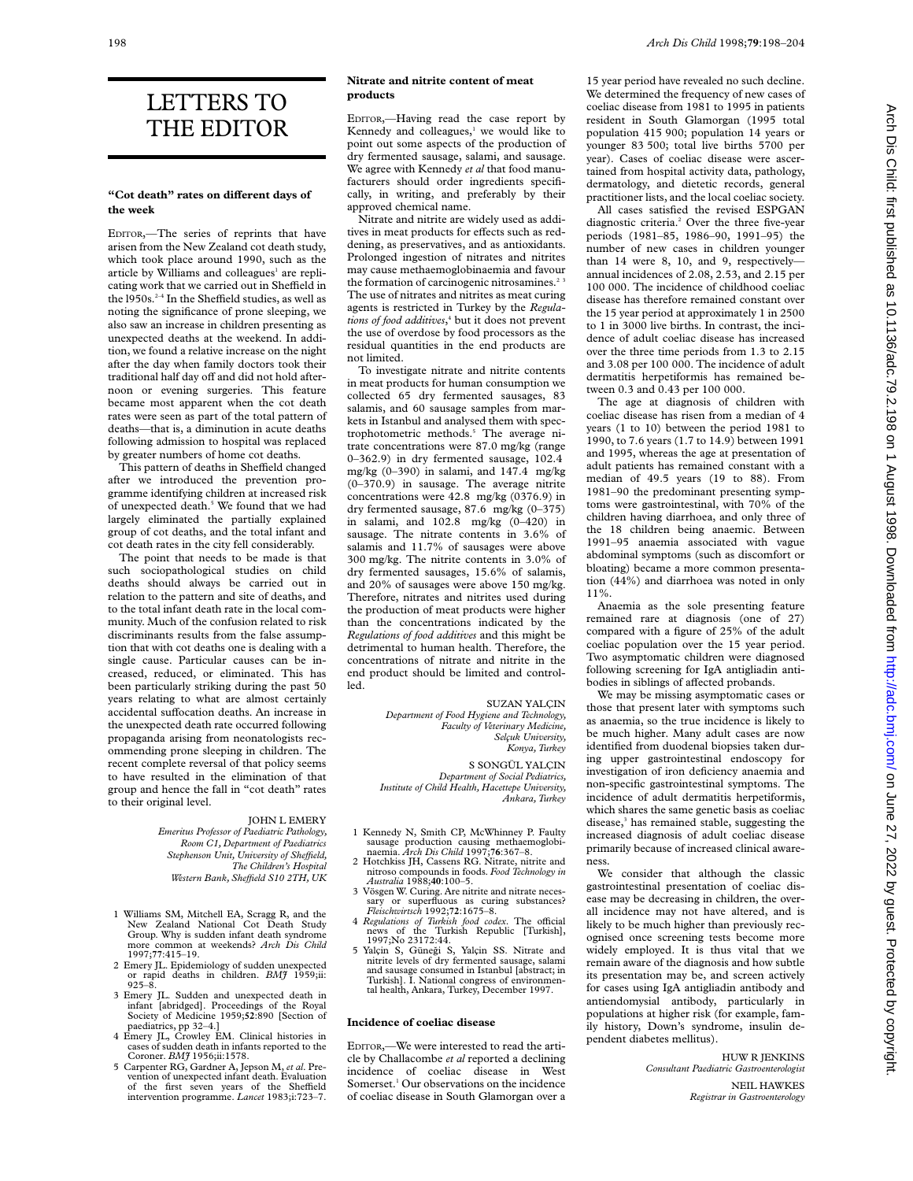# LETTERS TO THE EDITOR

## "Cot death" rates on different days of the week

EDITOR,—The series of reprints that have arisen from the New Zealand cot death study, which took place around 1990, such as the article by Williams and colleagues[1] are replicating work that we carried out in Sheffield in the 1950s.[2–4] In the Sheffield studies, as well as noting the significance of prone sleeping, we also saw an increase in children presenting as unexpected deaths at the weekend. In addition, we found a relative increase on the night after the day when family doctors took their traditional half day off and did not hold afternoon or evening surgeries. This feature became most apparent when the cot death rates were seen as part of the total pattern of deaths—that is, a diminution in acute deaths following admission to hospital was replaced by greater numbers of home cot deaths.

This pattern of deaths in Sheffield changed after we introduced the prevention programme identifying children at increased risk of unexpected death.[5] We found that we had largely eliminated the partially explained group of cot deaths, and the total infant and cot death rates in the city fell considerably.

The point that needs to be made is that such sociopathological studies on child deaths should always be carried out in relation to the pattern and site of deaths, and to the total infant death rate in the local community. Much of the confusion related to risk discriminants results from the false assumption that with cot deaths one is dealing with a single cause. Particular causes can be increased, reduced, or eliminated. This has been particularly striking during the past 50 years relating to what are almost certainly accidental suffocation deaths. An increase in the unexpected death rate occurred following propaganda arising from neonatologists recommending prone sleeping in children. The recent complete reversal of that policy seems to have resulted in the elimination of that group and hence the fall in "cot death" rates to their original level.

JOHN L EMERY
*Emeritus Professor of Paediatric Pathology, Room C1, Department of Paediatrics Stephenson Unit, University of Sheffield, The Children's Hospital Western Bank, Sheffield S10 2TH, UK*

1 Williams SM, Mitchell EA, Scragg R, and the New Zealand National Cot Death Study Group. Why is sudden infant death syndrome more common at weekends? *Arch Dis Child* 1997;**77**:415–19.
2 Emery JL. Epidemiology of sudden unexpected or rapid deaths in children. *BMJ* 1959;ii: 925–8.
3 Emery JL. Sudden and unexpected death in infant [abridged]. Proceedings of the Royal Society of Medicine 1959;**52**:890 [Section of paediatrics, pp 32–4.]
4 Emery JL, Crowley EM. Clinical histories in cases of sudden death in infants reported to the Coroner. *BMJ* 1956;ii:1578.
5 Carpenter RG, Gardner A, Jepson M, *et al*. Prevention of unexpected infant death. Evaluation of the first seven years of the Sheffield intervention programme. *Lancet* 1983;i:723–7.

## Nitrate and nitrite content of meat products

EDITOR,—Having read the case report by Kennedy and colleagues,[1] we would like to point out some aspects of the production of dry fermented sausage, salami, and sausage. We agree with Kennedy *et al* that food manufacturers should order ingredients specifically, in writing, and preferably by their approved chemical name.

Nitrate and nitrite are widely used as additives in meat products for effects such as reddening, as preservatives, and as antioxidants. Prolonged ingestion of nitrates and nitrites may cause methaemoglobinaemia and favour the formation of carcinogenic nitrosamines.[2 3] The use of nitrates and nitrites as meat curing agents is restricted in Turkey by the *Regulations of food additives*,[4] but it does not prevent the use of overdose by food processors as the residual quantities in the end products are not limited.

To investigate nitrate and nitrite contents in meat products for human consumption we collected 65 dry fermented sausages, 83 salamis, and 60 sausage samples from markets in Istanbul and analysed them with spectrophotometric methods.[5] The average nitrate concentrations were 87.0 mg/kg (range 0–362.9) in dry fermented sausage, 102.4 mg/kg (0–390) in salami, and 147.4 mg/kg (0–370.9) in sausage. The average nitrite concentrations were 42.8 mg/kg (0376.9) in dry fermented sausage, 87.6 mg/kg (0–375) in salami, and 102.8 mg/kg (0–420) in sausage. The nitrate contents in 3.6% of salamis and 11.7% of sausages were above 300 mg/kg. The nitrite contents in 3.0% of dry fermented sausages, 15.6% of salamis, and 20% of sausages were above 150 mg/kg. Therefore, nitrates and nitrites used during the production of meat products were higher than the concentrations indicated by the *Regulations of food additives* and this might be detrimental to human health. Therefore, the concentrations of nitrate and nitrite in the end product should be limited and controlled.

SUZAN YALÇIN
*Department of Food Hygiene and Technology, Faculty of Veterinary Medicine, Selçuk University, Konya, Turkey*

S SONGÜL YALÇIN
*Department of Social Pediatrics, Institute of Child Health, Hacettepe University, Ankara, Turkey*

1 Kennedy N, Smith CP, McWhinney P. Faulty sausage production causing methaemoglobinaemia. *Arch Dis Child* 1997;**76**:367–8.
2 Hotchkiss JH, Cassens RG. Nitrate, nitrite and nitroso compounds in foods. *Food Technology in Australia* 1988;**40**:100–5.
3 Vösgen W. Curing. Are nitrite and nitrate necessary or superfluous as curing substances? *Fleischwirtsch* 1992;**72**:1675–8.
4 *Regulations of Turkish food codex*. The official news of the Turkish Republic [Turkish], 1997;No 23172:44.
5 Yalçin S, Güneği S, Yalçin SS. Nitrate and nitrite levels of dry fermented sausage, salami and sausage consumed in Istanbul [abstract; in Turkish]. I. National congress of environmental health, Ankara, Turkey, December 1997.

## Incidence of coeliac disease

EDITOR,—We were interested to read the article by Challacombe *et al* reported a declining incidence of coeliac disease in West Somerset.[1] Our observations on the incidence of coeliac disease in South Glamorgan over a 15 year period have revealed no such decline. We determined the frequency of new cases of coeliac disease from 1981 to 1995 in patients resident in South Glamorgan (1995 total population 415 900; population 14 years or younger 83 500; total live births 5700 per year). Cases of coeliac disease were ascertained from hospital activity data, pathology, dermatology, and dietetic records, general practitioner lists, and the local coeliac society.

All cases satisfied the revised ESPGAN diagnostic criteria.[2] Over the three five-year periods (1981–85, 1986–90, 1991–95) the number of new cases in children younger than 14 were 8, 10, and 9, respectively—annual incidences of 2.08, 2.53, and 2.15 per 100 000. The incidence of childhood coeliac disease has therefore remained constant over the 15 year period at approximately 1 in 2500 to 1 in 3000 live births. In contrast, the incidence of adult coeliac disease has increased over the three time periods from 1.3 to 2.15 and 3.08 per 100 000. The incidence of adult dermatitis herpetiformis has remained between 0.3 and 0.43 per 100 000.

The age at diagnosis of children with coeliac disease has risen from a median of 4 years (1 to 10) between the period 1981 to 1990, to 7.6 years (1.7 to 14.9) between 1991 and 1995, whereas the age at presentation of adult patients has remained constant with a median of 49.5 years (19 to 88). From 1981–90 the predominant presenting symptoms were gastrointestinal, with 70% of the children having diarrhoea, and only three of the 18 children being anaemic. Between 1991–95 anaemia associated with vague abdominal symptoms (such as discomfort or bloating) became a more common presentation (44%) and diarrhoea was noted in only 11%.

Anaemia as the sole presenting feature remained rare at diagnosis (one of 27) compared with a figure of 25% of the adult coeliac population over the 15 year period. Two asymptomatic children were diagnosed following screening for IgA antigliadin antibodies in siblings of affected probands.

We may be missing asymptomatic cases or those that present later with symptoms such as anaemia, so the true incidence is likely to be much higher. Many adult cases are now identified from duodenal biopsies taken during upper gastrointestinal endoscopy for investigation of iron deficiency anaemia and non-specific gastrointestinal symptoms. The incidence of adult dermatitis herpetiformis, which shares the same genetic basis as coeliac disease,[3] has remained stable, suggesting the increased diagnosis of adult coeliac disease primarily because of increased clinical awareness.

We consider that although the classic gastrointestinal presentation of coeliac disease may be decreasing in children, the overall incidence may not have altered, and is likely to be much higher than previously recognised once screening tests become more widely employed. It is thus vital that we remain aware of the diagnosis and how subtle its presentation may be, and screen actively for cases using IgA antigliadin antibody and antiendomysial antibody, particularly in populations at higher risk (for example, family history, Down's syndrome, insulin dependent diabetes mellitus).

HUW R JENKINS
*Consultant Paediatric Gastroenterologist*

NEIL HAWKES
*Registrar in Gastroenterology*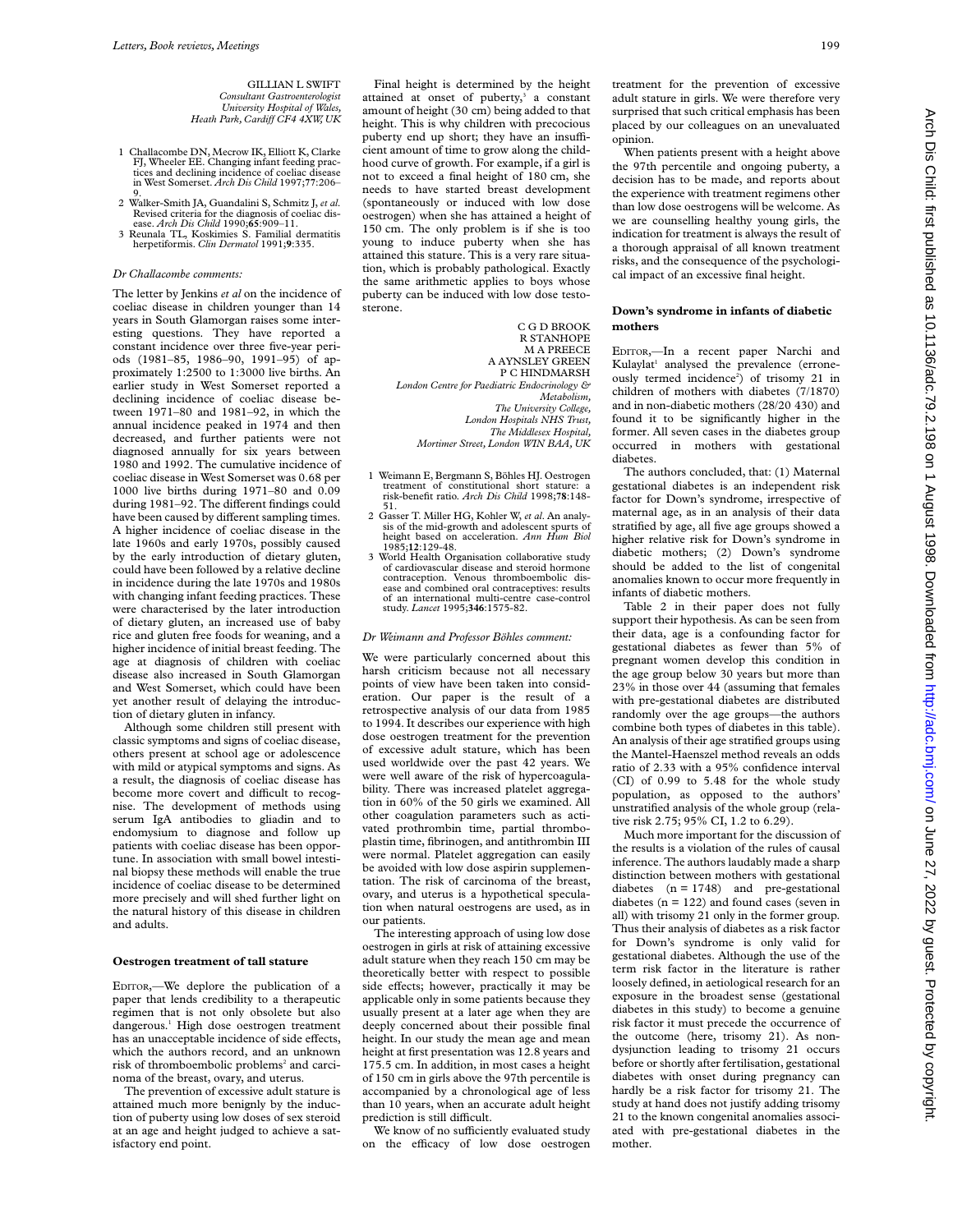GILLIAN L SWIFT
*Consultant Gastroenterologist*
*University Hospital of Wales,*
*Heath Park, Cardiff CF4 4XW, UK*

1 Challacombe DN, Mecrow IK, Elliott K, Clarke FJ, Wheeler EE. Changing infant feeding practices and declining incidence of coeliac disease in West Somerset. *Arch Dis Child* 1997;77:206–9.
2 Walker-Smith JA, Guandalini S, Schmitz J, *et al.* Revised criteria for the diagnosis of coeliac disease. *Arch Dis Child* 1990;**65**:909–11.
3 Reunala TL, Koskimies S. Familial dermatitis herpetiformis. *Clin Dermatol* 1991;**9**:335.

*Dr Challacombe comments:*

The letter by Jenkins *et al* on the incidence of coeliac disease in children younger than 14 years in South Glamorgan raises some interesting questions. They have reported a constant incidence over three five-year periods (1981–85, 1986–90, 1991–95) of approximately 1:2500 to 1:3000 live births. An earlier study in West Somerset reported a declining incidence of coeliac disease between 1971–80 and 1981–92, in which the annual incidence peaked in 1974 and then decreased, and further patients were not diagnosed annually for six years between 1980 and 1992. The cumulative incidence of coeliac disease in West Somerset was 0.68 per 1000 live births during 1971–80 and 0.09 during 1981–92. The different findings could have been caused by different sampling times. A higher incidence of coeliac disease in the late 1960s and early 1970s, possibly caused by the early introduction of dietary gluten, could have been followed by a relative decline in incidence during the late 1970s and 1980s with changing infant feeding practices. These were characterised by the later introduction of dietary gluten, an increased use of baby rice and gluten free foods for weaning, and a higher incidence of initial breast feeding. The age at diagnosis of children with coeliac disease also increased in South Glamorgan and West Somerset, which could have been yet another result of delaying the introduction of dietary gluten in infancy.

Although some children still present with classic symptoms and signs of coeliac disease, others present at school age or adolescence with mild or atypical symptoms and signs. As a result, the diagnosis of coeliac disease has become more covert and difficult to recognise. The development of methods using serum IgA antibodies to gliadin and to endomysium to diagnose and follow up patients with coeliac disease has been opportune. In association with small bowel intestinal biopsy these methods will enable the true incidence of coeliac disease to be determined more precisely and will shed further light on the natural history of this disease in children and adults.

## Oestrogen treatment of tall stature

EDITOR,—We deplore the publication of a paper that lends credibility to a therapeutic regimen that is not only obsolete but also dangerous.[1] High dose oestrogen treatment has an unacceptable incidence of side effects, which the authors record, and an unknown risk of thromboembolic problems[2] and carcinoma of the breast, ovary, and uterus.

The prevention of excessive adult stature is attained much more benignly by the induction of puberty using low doses of sex steroid at an age and height judged to achieve a satisfactory end point.

Final height is determined by the height attained at onset of puberty,[3] a constant amount of height (30 cm) being added to that height. This is why children with precocious puberty end up short; they have an insufficient amount of time to grow along the childhood curve of growth. For example, if a girl is not to exceed a final height of 180 cm, she needs to have started breast development (spontaneously or induced with low dose oestrogen) when she has attained a height of 150 cm. The only problem is if she is too young to induce puberty when she has attained this stature. This is a very rare situation, which is probably pathological. Exactly the same arithmetic applies to boys whose puberty can be induced with low dose testosterone.

C G D BROOK
R STANHOPE
M A PREECE
A AYNSLEY GREEN
P C HINDMARSH
*London Centre for Paediatric Endocrinology & Metabolism,*
*The University College,*
*London Hospitals NHS Trust,*
*The Middlesex Hospital,*
*Mortimer Street, London WIN BAA, UK*

1 Weimann E, Bergmann S, Böhles HJ. Oestrogen treatment of constitutional short stature: a risk-benefit ratio. *Arch Dis Child* 1998;**78**:148-51.
2 Gasser T. Miller HG, Kohler W, *et al*. An analysis of the mid-growth and adolescent spurts of height based on acceleration. *Ann Hum Biol* 1985;**12**:129-48.
3 World Health Organisation collaborative study of cardiovascular disease and steroid hormone contraception. Venous thromboembolic disease and combined oral contraceptives: results of an international multi-centre case-control study. *Lancet* 1995;**346**:1575-82.

*Dr Weimann and Professor Böhles comment:*

We were particularly concerned about this harsh criticism because not all necessary points of view have been taken into consideration. Our paper is the result of a retrospective analysis of our data from 1985 to 1994. It describes our experience with high dose oestrogen treatment for the prevention of excessive adult stature, which has been used worldwide over the past 42 years. We were well aware of the risk of hypercoagulability. There was increased platelet aggregation in 60% of the 50 girls we examined. All other coagulation parameters such as activated prothrombin time, partial thromboplastin time, fibrinogen, and antithrombin III were normal. Platelet aggregation can easily be avoided with low dose aspirin supplementation. The risk of carcinoma of the breast, ovary, and uterus is a hypothetical speculation when natural oestrogens are used, as in our patients.

The interesting approach of using low dose oestrogen in girls at risk of attaining excessive adult stature when they reach 150 cm may be theoretically better with respect to possible side effects; however, practically it may be applicable only in some patients because they usually present at a later age when they are deeply concerned about their possible final height. In our study the mean age and mean height at first presentation was 12.8 years and 175.5 cm. In addition, in most cases a height of 150 cm in girls above the 97th percentile is accompanied by a chronological age of less than 10 years, when an accurate adult height prediction is still difficult.

We know of no sufficiently evaluated study on the efficacy of low dose oestrogen treatment for the prevention of excessive adult stature in girls. We were therefore very surprised that such critical emphasis has been placed by our colleagues on an unevaluated opinion.

When patients present with a height above the 97th percentile and ongoing puberty, a decision has to be made, and reports about the experience with treatment regimens other than low dose oestrogens will be welcome. As we are counselling healthy young girls, the indication for treatment is always the result of a thorough appraisal of all known treatment risks, and the consequence of the psychological impact of an excessive final height.

## Down's syndrome in infants of diabetic mothers

EDITOR,—In a recent paper Narchi and Kulaylat[1] analysed the prevalence (erroneously termed incidence[2]) of trisomy 21 in children of mothers with diabetes (7/1870) and in non-diabetic mothers (28/20 430) and found it to be significantly higher in the former. All seven cases in the diabetes group occurred in mothers with gestational diabetes.

The authors concluded, that: (1) Maternal gestational diabetes is an independent risk factor for Down's syndrome, irrespective of maternal age, as in an analysis of their data stratified by age, all five age groups showed a higher relative risk for Down's syndrome in diabetic mothers; (2) Down's syndrome should be added to the list of congenital anomalies known to occur more frequently in infants of diabetic mothers.

Table 2 in their paper does not fully support their hypothesis. As can be seen from their data, age is a confounding factor for gestational diabetes as fewer than 5% of pregnant women develop this condition in the age group below 30 years but more than 23% in those over 44 (assuming that females with pre-gestational diabetes are distributed randomly over the age groups—the authors combine both types of diabetes in this table). An analysis of their age stratified groups using the Mantel-Haenszel method reveals an odds ratio of 2.33 with a 95% confidence interval (CI) of 0.99 to 5.48 for the whole study population, as opposed to the authors' unstratified analysis of the whole group (relative risk 2.75; 95% CI, 1.2 to 6.29).

Much more important for the discussion of the results is a violation of the rules of causal inference. The authors laudably made a sharp distinction between mothers with gestational diabetes (n = 1748) and pre-gestational diabetes (n = 122) and found cases (seven in all) with trisomy 21 only in the former group. Thus their analysis of diabetes as a risk factor for Down's syndrome is only valid for gestational diabetes. Although the use of the term risk factor in the literature is rather loosely defined, in aetiological research for an exposure in the broadest sense (gestational diabetes in this study) to become a genuine risk factor it must precede the occurrence of the outcome (here, trisomy 21). As nondysjunction leading to trisomy 21 occurs before or shortly after fertilisation, gestational diabetes with onset during pregnancy can hardly be a risk factor for trisomy 21. The study at hand does not justify adding trisomy 21 to the known congenital anomalies associated with pre-gestational diabetes in the mother.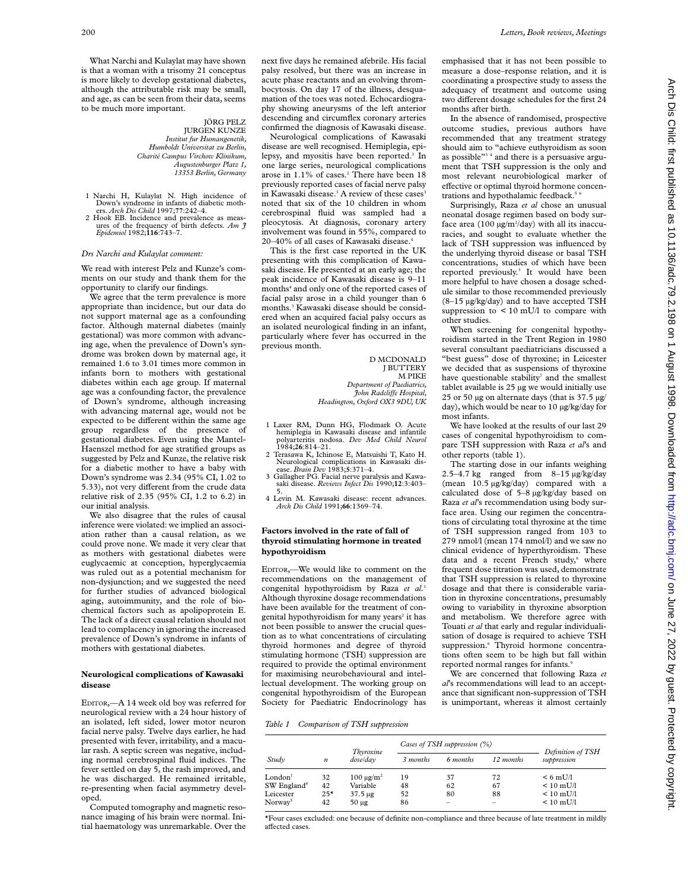What Narchi and Kulaylat may have shown is that a woman with a trisomy 21 conceptus is more likely to develop gestational diabetes, although the attributable risk may be small, and age, as can be seen from their data, seems to be much more important.

JÖRG PELZ
JURGEN KUNZE
*Institut fur Humangenetik, Humboldt Universitat zu Berlin, Charité Campus Virchow Klinikum, Augustenburger Platz 1, 13353 Berlin, Germany*

1 Narchi H, Kulaylat N. High incidence of Down's syndrome in infants of diabetic mothers. *Arch Dis Child* 1997;**77**:242–4.
2 Hook EB. Incidence and prevalence as measures of the frequency of birth defects. *Am J Epidemiol* 1982;**116**:743–7.

*Drs Narchi and Kulaylat comment:*

We read with interest Pelz and Kunze's comments on our study and thank them for the opportunity to clarify our findings.

We agree that the term prevalence is more appropriate than incidence, but our data do not support maternal age as a confounding factor. Although maternal diabetes (mainly gestational) was more common with advancing age, when the prevalence of Down's syndrome was broken down by maternal age, it remained 1.6 to 3.01 times more common in infants born to mothers with gestational diabetes within each age group. If maternal age was a confounding factor, the prevalence of Down's syndrome, although increasing with advancing maternal age, would not be expected to be different within the same age group regardless of the presence of gestational diabetes. Even using the Mantel-Haenszel method for age stratified groups as suggested by Pelz and Kunze, the relative risk for a diabetic mother to have a baby with Down's syndrome was 2.34 (95% CI, 1.02 to 5.33), not very different from the crude data relative risk of 2.35 (95% CI, 1.2 to 6.2) in our initial analysis.

We also disagree that the rules of causal inference were violated: we implied an association rather than a causal relation, as we could prove none. We made it very clear that as mothers with gestational diabetes were euglycaemic at conception, hyperglycaemia was ruled out as a potential mechanism for non-dysjunction; and we suggested the need for further studies of advanced biological aging, autoimmunity, and the role of biochemical factors such as apolipoprotein E. The lack of a direct causal relation should not lead to complacency in ignoring the increased prevalence of Down's syndrome in infants of mothers with gestational diabetes.

## Neurological complications of Kawasaki disease

EDITOR,—A 14 week old boy was referred for neurological review with a 24 hour history of an isolated, left sided, lower motor neuron facial nerve palsy. Twelve days earlier, he had presented with fever, irritability, and a macular rash. A septic screen was negative, including normal cerebrospinal fluid indices. The fever settled on day 5, the rash improved, and he was discharged. He remained irritable, re-presenting when facial asymmetry developed.

Computed tomography and magnetic resonance imaging of his brain were normal. Initial haematology was unremarkable. Over the next five days he remained afebrile. His facial palsy resolved, but there was an increase in acute phase reactants and an evolving thrombocytosis. On day 17 of the illness, desquamation of the toes was noted. Echocardiography showing aneurysms of the left anterior descending and circumflex coronary arteries confirmed the diagnosis of Kawasaki disease.

Neurological complications of Kawasaki disease are well recognised. Hemiplegia, epilepsy, and myositis have been reported.[1] In one large series, neurological complications arose in 1.1% of cases.[2] There have been 18 previously reported cases of facial nerve palsy in Kawasaki disease.[3] A review of these cases[3] noted that six of the 10 children in whom cerebrospinal fluid was sampled had a pleocytosis. At diagnosis, coronary artery involvement was found in 55%, compared to 20–40% of all cases of Kawasaki disease.[4]

This is the first case reported in the UK presenting with this complication of Kawasaki disease. He presented at an early age; the peak incidence of Kawasaki disease is 9–11 months[4] and only one of the reported cases of facial palsy arose in a child younger than 6 months.[3] Kawasaki disease should be considered when an acquired facial palsy occurs as an isolated neurological finding in an infant, particularly where fever has occurred in the previous month.

D MCDONALD
J BUTTERY
M PIKE
*Department of Paediatrics, John Radcliffe Hospital, Headington, Oxford OX3 9DU, UK*

1 Laxer RM, Dunn HG, Flodmark O. Acute hemiplegia in Kawasaki disease and infantile polyarteritis nodosa. *Dev Med Child Neurol* 1984;**26**:814–21.
2 Terasawa K, Ichinose E, Matsuishi T, Kato H. Neurological complications in Kawasaki disease. *Brain Dev* 1983;**5**:371–4.
3 Gallagher PG. Facial nerve paralysis and Kawasaki disease. *Reviews Infect Dis* 1990;**12**:3:403–5.
4 Levin M. Kawasaki disease: recent advances. *Arch Dis Child* 1991;**66**:1369–74.

## Factors involved in the rate of fall of thyroid stimulating hormone in treated hypothyroidism

EDITOR,—We would like to comment on the recommendations on the management of congenital hypothyroidism by Raza *et al*.[1] Although thyroxine dosage recommendations have been available for the treatment of congenital hypothyroidism for many years[2] it has not been possible to answer the crucial question as to what concentrations of circulating thyroid hormones and degree of thyroid stimulating hormone (TSH) suppression are required to provide the optimal environment for maximising neurobehavioural and intellectual development. The working group on congenital hypothyroidism of the European Society for Paediatric Endocrinology has emphasised that it has not been possible to measure a dose–response relation, and it is coordinating a prospective study to assess the adequacy of treatment and outcome using two different dosage schedules for the first 24 months after birth.

In the absence of randomised, prospective outcome studies, previous authors have recommended that any treatment strategy should aim to "achieve euthyroidism as soon as possible"[3,4] and there is a persuasive argument that TSH suppression is the only and most relevant neurobiological marker of effective or optimal thyroid hormone concentrations and hypothalamic feedback.[5,6]

Surprisingly, Raza *et al* chose an unusual neonatal dosage regimen based on body surface area (100 μg/m²/day) with all its inaccuracies, and sought to evaluate whether the lack of TSH suppression was influenced by the underlying thyroid disease or basal TSH concentrations, studies of which have been reported previously.[3] It would have been more helpful to have chosen a dosage schedule similar to those recommended previously (8–15 μg/kg/day) and to have accepted TSH suppression to < 10 mU/l to compare with other studies.

When screening for congenital hypothyroidism started in the Trent Region in 1980 several consultant paediatricians discussed a "best guess" dose of thyroxine; in Leicester we decided that as suspensions of thyroxine have questionable stability[7] and the smallest tablet available is 25 μg we would initially use 25 or 50 μg on alternate days (that is 37.5 μg/day), which would be near to 10 μg/kg/day for most infants.

We have looked at the results of our last 29 cases of congenital hypothyroidism to compare TSH suppression with Raza *et al*'s and other reports (table 1).

The starting dose in our infants weighing 2.5–4.7 kg ranged from 8–15 μg/kg/day (mean 10.5 μg/kg/day) compared with a calculated dose of 5–8 μg/kg/day based on Raza *et al*'s recommendation using body surface area. Using our regimen the concentrations of circulating total thyroxine at the time of TSH suppression ranged from 103 to 279 nmol/l (mean 174 nmol/l) and we saw no clinical evidence of hyperthyroidism. These data and a recent French study,[6] where frequent dose titration was used, demonstrate that TSH suppression is related to thyroxine dosage and that there is considerable variation in thyroxine concentrations, presumably owing to variability in thyroxine absorption and metabolism. We therefore agree with Touati *et al* that early and regular individualisation of dosage is required to achieve TSH suppression.[6] Thyroid hormone concentrations often seem to be high but fall within reported normal ranges for infants.[9]

We are concerned that following Raza *et al*'s recommendations will lead to an acceptance that significant non-suppression of TSH is unimportant, whereas it almost certainly

*Table 1 Comparison of TSH suppression*

| Study | n | Thyroxine dose/day | Cases of TSH suppression (%) | | | Definition of TSH suppression |
|---|---|---|---|---|---|---|
| | | | 3 months | 6 months | 12 months | |
| London[1] | 32 | 100 μg/m² | 19 | 37 | 72 | < 6 mU/l |
| SW England[8] | 42 | Variable | 48 | 62 | 67 | < 10 mU/l |
| Leicester | 25* | 37.5 μg | 52 | 80 | 88 | < 10 mU/l |
| Norway[5] | 42 | 50 μg | 86 | – | – | < 10 mU/l |

*Four cases excluded: one because of definite non-compliance and three because of late treatment in mildly affected cases.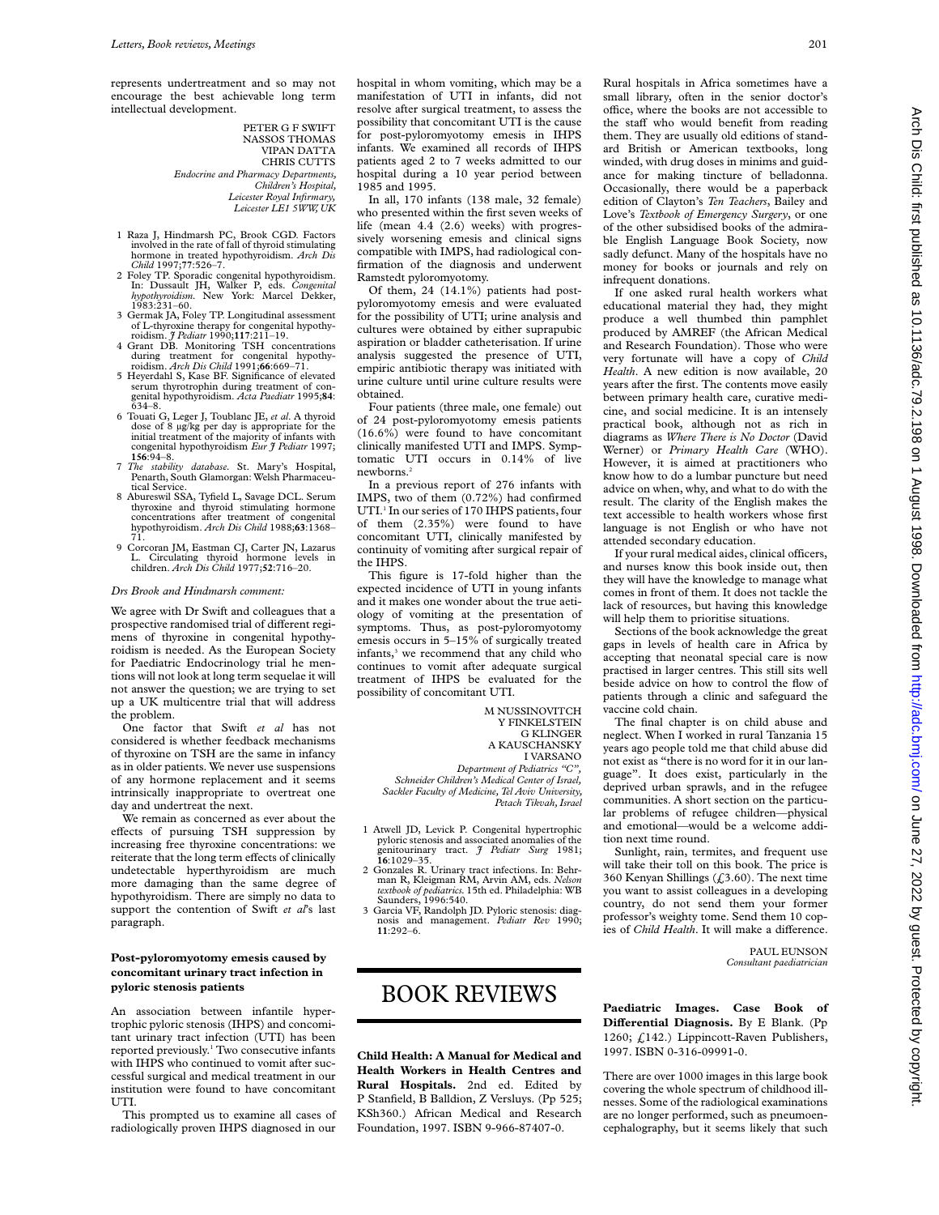represents undertreatment and so may not encourage the best achievable long term intellectual development.

PETER G F SWIFT
NASSOS THOMAS
VIPAN DATTA
CHRIS CUTTS
*Endocrine and Pharmacy Departments, Children's Hospital, Leicester Royal Infirmary, Leicester LE1 5WW, UK*

1 Raza J, Hindmarsh PC, Brook CGD. Factors involved in the rate of fall of thyroid stimulating hormone in treated hypothyroidism. *Arch Dis Child* 1997;**77**:526–7.
2 Foley TP. Sporadic congenital hypothyroidism. In: Dussault JH, Walker P, eds. *Congenital hypothyroidism*. New York: Marcel Dekker, 1983:231–60.
3 Germak JA, Foley TP. Longitudinal assessment of L-thyroxine therapy for congenital hypothyroidism. *J Pediatr* 1990;**117**:211–19.
4 Grant DB. Monitoring TSH concentrations during treatment for congenital hypothyroidism. *Arch Dis Child* 1991;**66**:669–71.
5 Heyerdahl S, Kase BF. Significance of elevated serum thyrotrophin during treatment of congenital hypothyroidism. *Acta Paediatr* 1995;**84**: 634–8.
6 Touati G, Leger J, Toublanc JE, *et al*. A thyroid dose of 8 µg/kg per day is appropriate for the initial treatment of the majority of infants with congenital hypothyroidism *Eur J Pediatr* 1997; **156**:94–8.
7 *The stability database*. St. Mary's Hospital, Penarth, South Glamorgan: Welsh Pharmaceutical Service.
8 Abureswil SSA, Tyfield L, Savage DCL. Serum thyroxine and thyroid stimulating hormone concentrations after treatment of congenital hypothyroidism. *Arch Dis Child* 1988;**63**:1368–71.
9 Corcoran JM, Eastman CJ, Carter JN, Lazarus L. Circulating thyroid hormone levels in children. *Arch Dis Child* 1977;**52**:716–20.

*Drs Brook and Hindmarsh comment:*

We agree with Dr Swift and colleagues that a prospective randomised trial of different regimens of thyroxine in congenital hypothyroidism is needed. As the European Society for Paediatric Endocrinology trial he mentions will not look at long term sequelae it will not answer the question; we are trying to set up a UK multicentre trial that will address the problem.

One factor that Swift *et al* has not considered is whether feedback mechanisms of thyroxine on TSH are the same in infancy as in older patients. We never use suspensions of any hormone replacement and it seems intrinsically inappropriate to overtreat one day and undertreat the next.

We remain as concerned as ever about the effects of pursuing TSH suppression by increasing free thyroxine concentrations: we reiterate that the long term effects of clinically undetectable hyperthyroidism are much more damaging than the same degree of hypothyroidism. There are simply no data to support the contention of Swift *et al*'s last paragraph.

### Post-pyloromyotomy emesis caused by concomitant urinary tract infection in pyloric stenosis patients

An association between infantile hypertrophic pyloric stenosis (IHPS) and concomitant urinary tract infection (UTI) has been reported previously.[1] Two consecutive infants with IHPS who continued to vomit after successful surgical and medical treatment in our institution were found to have concomitant UTI.

This prompted us to examine all cases of radiologically proven IHPS diagnosed in our hospital in whom vomiting, which may be a manifestation of UTI in infants, did not resolve after surgical treatment, to assess the possibility that concomitant UTI is the cause for post-pyloromyotomy emesis in IHPS infants. We examined all records of IHPS patients aged 2 to 7 weeks admitted to our hospital during a 10 year period between 1985 and 1995.

In all, 170 infants (138 male, 32 female) who presented within the first seven weeks of life (mean 4.4 (2.6) weeks) with progressively worsening emesis and clinical signs compatible with IMPS, had radiological confirmation of the diagnosis and underwent Ramstedt pyloromyotomy.

Of them, 24 (14.1%) patients had post-pyloromyotomy emesis and were evaluated for the possibility of UTI; urine analysis and cultures were obtained by either suprapubic aspiration or bladder catheterisation. If urine analysis suggested the presence of UTI, empiric antibiotic therapy was initiated with urine culture until urine culture results were obtained.

Four patients (three male, one female) out of 24 post-pyloromyotomy emesis patients (16.6%) were found to have concomitant clinically manifested UTI and IMPS. Symptomatic UTI occurs in 0.14% of live newborns.[2]

In a previous report of 276 infants with IMPS, two of them (0.72%) had confirmed UTI.[1] In our series of 170 IHPS patients, four of them (2.35%) were found to have concomitant UTI, clinically manifested by continuity of vomiting after surgical repair of the IHPS.

This figure is 17-fold higher than the expected incidence of UTI in young infants and it makes one wonder about the true aetiology of vomiting at the presentation of symptoms. Thus, as post-pyloromyotomy emesis occurs in 5–15% of surgically treated infants,[3] we recommend that any child who continues to vomit after adequate surgical treatment of IHPS be evaluated for the possibility of concomitant UTI.

M NUSSINOVITCH
Y FINKELSTEIN
G KLINGER
A KAUSCHANSKY
I VARSANO
*Department of Pediatrics "C", Schneider Children's Medical Center of Israel, Sackler Faculty of Medicine, Tel Aviv University, Petach Tikvah, Israel*

1 Atwell JD, Levick P. Congenital hypertrophic pyloric stenosis and associated anomalies of the genitourinary tract. *J Pediatr Surg* 1981; **16**:1029–35.
2 Gonzales R. Urinary tract infections. In: Behrman R, Kleigman RM, Arvin AM, eds. *Nelson textbook of pediatrics*. 15th ed. Philadelphia: WB Saunders, 1996:540.
3 Garcia VF, Randolph JD. Pyloric stenosis: diagnosis and management. *Pediatr Rev* 1990; **11**:292–6.

# BOOK REVIEWS

**Child Health: A Manual for Medical and Health Workers in Health Centres and Rural Hospitals.** 2nd ed. Edited by P Stanfield, B Balldion, Z Versluys. (Pp 525; KSh360.) African Medical and Research Foundation, 1997. ISBN 9-966-87407-0.

Rural hospitals in Africa sometimes have a small library, often in the senior doctor's office, where the books are not accessible to the staff who would benefit from reading them. They are usually old editions of standard British or American textbooks, long winded, with drug doses in minims and guidance for making tincture of belladonna. Occasionally, there would be a paperback edition of Clayton's *Ten Teachers*, Bailey and Love's *Textbook of Emergency Surgery*, or one of the other subsidised books of the admirable English Language Book Society, now sadly defunct. Many of the hospitals have no money for books or journals and rely on infrequent donations.

If one asked rural health workers what educational material they had, they might produce a well thumbed thin pamphlet produced by AMREF (the African Medical and Research Foundation). Those who were very fortunate will have a copy of *Child Health*. A new edition is now available, 20 years after the first. The contents move easily between primary health care, curative medicine, and social medicine. It is an intensely practical book, although not as rich in diagrams as *Where There is No Doctor* (David Werner) or *Primary Health Care* (WHO). However, it is aimed at practitioners who know how to do a lumbar puncture but need advice on when, why, and what to do with the result. The clarity of the English makes the text accessible to health workers whose first language is not English or who have not attended secondary education.

If your rural medical aides, clinical officers, and nurses know this book inside out, then they will have the knowledge to manage what comes in front of them. It does not tackle the lack of resources, but having this knowledge will help them to prioritise situations.

Sections of the book acknowledge the great gaps in levels of health care in Africa by accepting that neonatal special care is now practised in larger centres. This still sits well beside advice on how to control the flow of patients through a clinic and safeguard the vaccine cold chain.

The final chapter is on child abuse and neglect. When I worked in rural Tanzania 15 years ago people told me that child abuse did not exist as "there is no word for it in our language". It does exist, particularly in the deprived urban sprawls, and in the refugee communities. A short section on the particular problems of refugee children—physical and emotional—would be a welcome addition next time round.

Sunlight, rain, termites, and frequent use will take their toll on this book. The price is 360 Kenyan Shillings (£3.60). The next time you want to assist colleagues in a developing country, do not send them your former professor's weighty tome. Send them 10 copies of *Child Health*. It will make a difference.

PAUL EUNSON
*Consultant paediatrician*

**Paediatric Images. Case Book of Differential Diagnosis.** By E Blank. (Pp 1260; £142.) Lippincott-Raven Publishers, 1997. ISBN 0-316-09991-0.

There are over 1000 images in this large book covering the whole spectrum of childhood illnesses. Some of the radiological examinations are no longer performed, such as pneumoencephalography, but it seems likely that such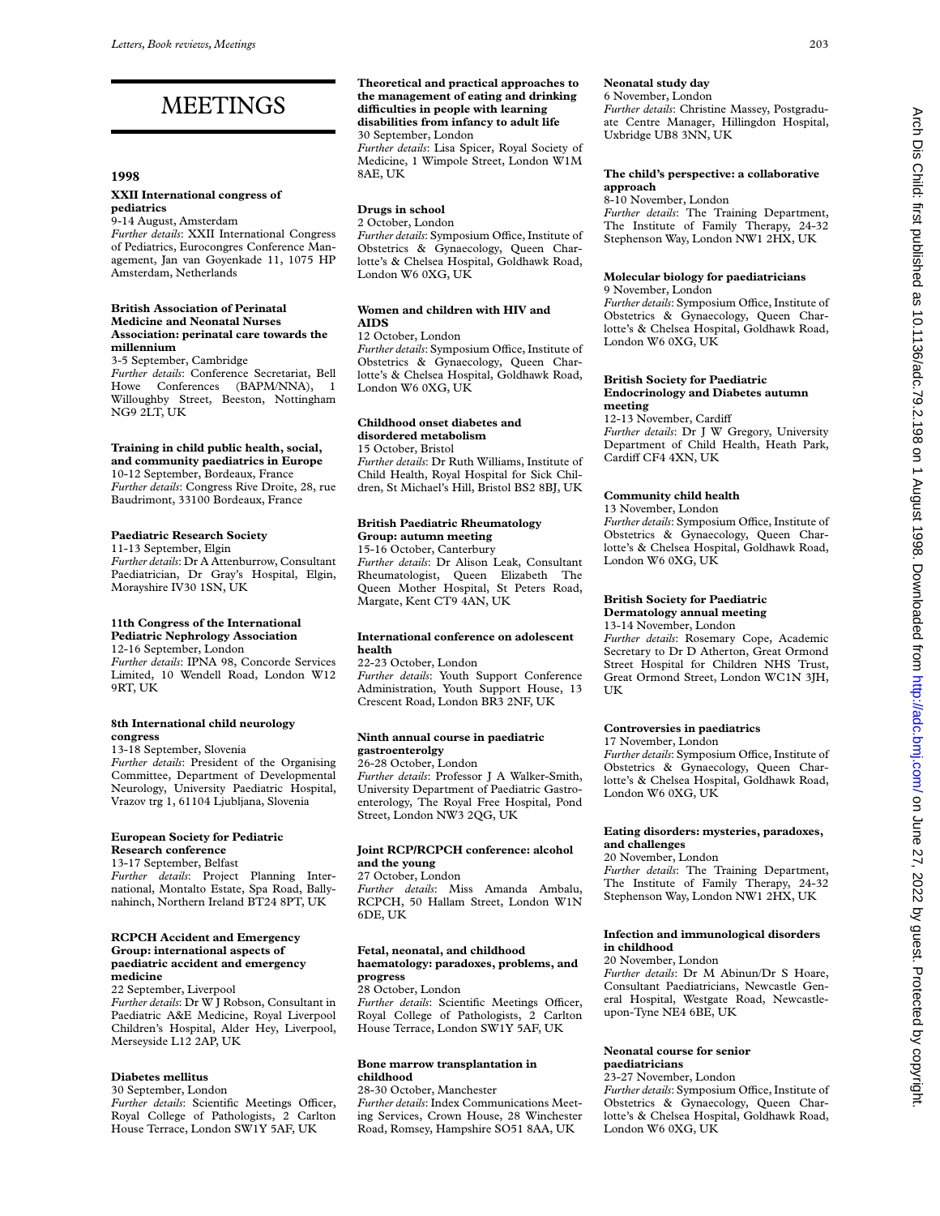# MEETINGS

## 1998

**XXII International congress of pediatrics**
9-14 August, Amsterdam
*Further details*: XXII International Congress of Pediatrics, Eurocongres Conference Management, Jan van Goyenkade 11, 1075 HP Amsterdam, Netherlands

**British Association of Perinatal Medicine and Neonatal Nurses Association: perinatal care towards the millennium**
3-5 September, Cambridge
*Further details*: Conference Secretariat, Bell Howe Conferences (BAPM/NNA), 1 Willoughby Street, Beeston, Nottingham NG9 2LT, UK

**Training in child public health, social, and community paediatrics in Europe**
10-12 September, Bordeaux, France
*Further details*: Congress Rive Droite, 28, rue Baudrimont, 33100 Bordeaux, France

**Paediatric Research Society**
11-13 September, Elgin
*Further details*: Dr A Attenburrow, Consultant Paediatrician, Dr Gray's Hospital, Elgin, Morayshire IV30 1SN, UK

**11th Congress of the International Pediatric Nephrology Association**
12-16 September, London
*Further details*: IPNA 98, Concorde Services Limited, 10 Wendell Road, London W12 9RT, UK

**8th International child neurology congress**
13-18 September, Slovenia
*Further details*: President of the Organising Committee, Department of Developmental Neurology, University Paediatric Hospital, Vrazov trg 1, 61104 Ljubljana, Slovenia

**European Society for Pediatric Research conference**
13-17 September, Belfast
*Further details*: Project Planning International, Montalto Estate, Spa Road, Ballynahinch, Northern Ireland BT24 8PT, UK

**RCPCH Accident and Emergency Group: international aspects of paediatric accident and emergency medicine**
22 September, Liverpool
*Further details*: Dr W J Robson, Consultant in Paediatric A&E Medicine, Royal Liverpool Children's Hospital, Alder Hey, Liverpool, Merseyside L12 2AP, UK

**Diabetes mellitus**
30 September, London
*Further details*: Scientific Meetings Officer, Royal College of Pathologists, 2 Carlton House Terrace, London SW1Y 5AF, UK

**Theoretical and practical approaches to the management of eating and drinking difficulties in people with learning disabilities from infancy to adult life**
30 September, London
*Further details*: Lisa Spicer, Royal Society of Medicine, 1 Wimpole Street, London W1M 8AE, UK

**Drugs in school**
2 October, London
*Further details*: Symposium Office, Institute of Obstetrics & Gynaecology, Queen Charlotte's & Chelsea Hospital, Goldhawk Road, London W6 0XG, UK

**Women and children with HIV and AIDS**
12 October, London
*Further details*: Symposium Office, Institute of Obstetrics & Gynaecology, Queen Charlotte's & Chelsea Hospital, Goldhawk Road, London W6 0XG, UK

**Childhood onset diabetes and disordered metabolism**
15 October, Bristol
*Further details*: Dr Ruth Williams, Institute of Child Health, Royal Hospital for Sick Children, St Michael's Hill, Bristol BS2 8BJ, UK

**British Paediatric Rheumatology Group: autumn meeting**
15-16 October, Canterbury
*Further details*: Dr Alison Leak, Consultant Rheumatologist, Queen Elizabeth The Queen Mother Hospital, St Peters Road, Margate, Kent CT9 4AN, UK

**International conference on adolescent health**
22-23 October, London
*Further details*: Youth Support Conference Administration, Youth Support House, 13 Crescent Road, London BR3 2NF, UK

**Ninth annual course in paediatric gastroenterolgy**
26-28 October, London
*Further details*: Professor J A Walker-Smith, University Department of Paediatric Gastroenterology, The Royal Free Hospital, Pond Street, London NW3 2QG, UK

**Joint RCP/RCPCH conference: alcohol and the young**
27 October, London
*Further details*: Miss Amanda Ambalu, RCPCH, 50 Hallam Street, London W1N 6DE, UK

**Fetal, neonatal, and childhood haematology: paradoxes, problems, and progress**
28 October, London
*Further details*: Scientific Meetings Officer, Royal College of Pathologists, 2 Carlton House Terrace, London SW1Y 5AF, UK

**Bone marrow transplantation in childhood**
28-30 October, Manchester
*Further details*: Index Communications Meeting Services, Crown House, 28 Winchester Road, Romsey, Hampshire SO51 8AA, UK

**Neonatal study day**
6 November, London
*Further details*: Christine Massey, Postgraduate Centre Manager, Hillingdon Hospital, Uxbridge UB8 3NN, UK

**The child's perspective: a collaborative approach**
8-10 November, London
*Further details*: The Training Department, The Institute of Family Therapy, 24-32 Stephenson Way, London NW1 2HX, UK

**Molecular biology for paediatricians**
9 November, London
*Further details*: Symposium Office, Institute of Obstetrics & Gynaecology, Queen Charlotte's & Chelsea Hospital, Goldhawk Road, London W6 0XG, UK

**British Society for Paediatric Endocrinology and Diabetes autumn meeting**
12-13 November, Cardiff
*Further details*: Dr J W Gregory, University Department of Child Health, Heath Park, Cardiff CF4 4XN, UK

**Community child health**
13 November, London
*Further details*: Symposium Office, Institute of Obstetrics & Gynaecology, Queen Charlotte's & Chelsea Hospital, Goldhawk Road, London W6 0XG, UK

**British Society for Paediatric Dermatology annual meeting**
13-14 November, London
*Further details*: Rosemary Cope, Academic Secretary to Dr D Atherton, Great Ormond Street Hospital for Children NHS Trust, Great Ormond Street, London WC1N 3JH, UK

**Controversies in paediatrics**
17 November, London
*Further details*: Symposium Office, Institute of Obstetrics & Gynaecology, Queen Charlotte's & Chelsea Hospital, Goldhawk Road, London W6 0XG, UK

**Eating disorders: mysteries, paradoxes, and challenges**
20 November, London
*Further details*: The Training Department, The Institute of Family Therapy, 24-32 Stephenson Way, London NW1 2HX, UK

**Infection and immunological disorders in childhood**
20 November, London
*Further details*: Dr M Abinun/Dr S Hoare, Consultant Paediatricians, Newcastle General Hospital, Westgate Road, Newcastle-upon-Tyne NE4 6BE, UK

**Neonatal course for senior paediatricians**
23-27 November, London
*Further details*: Symposium Office, Institute of Obstetrics & Gynaecology, Queen Charlotte's & Chelsea Hospital, Goldhawk Road, London W6 0XG, UK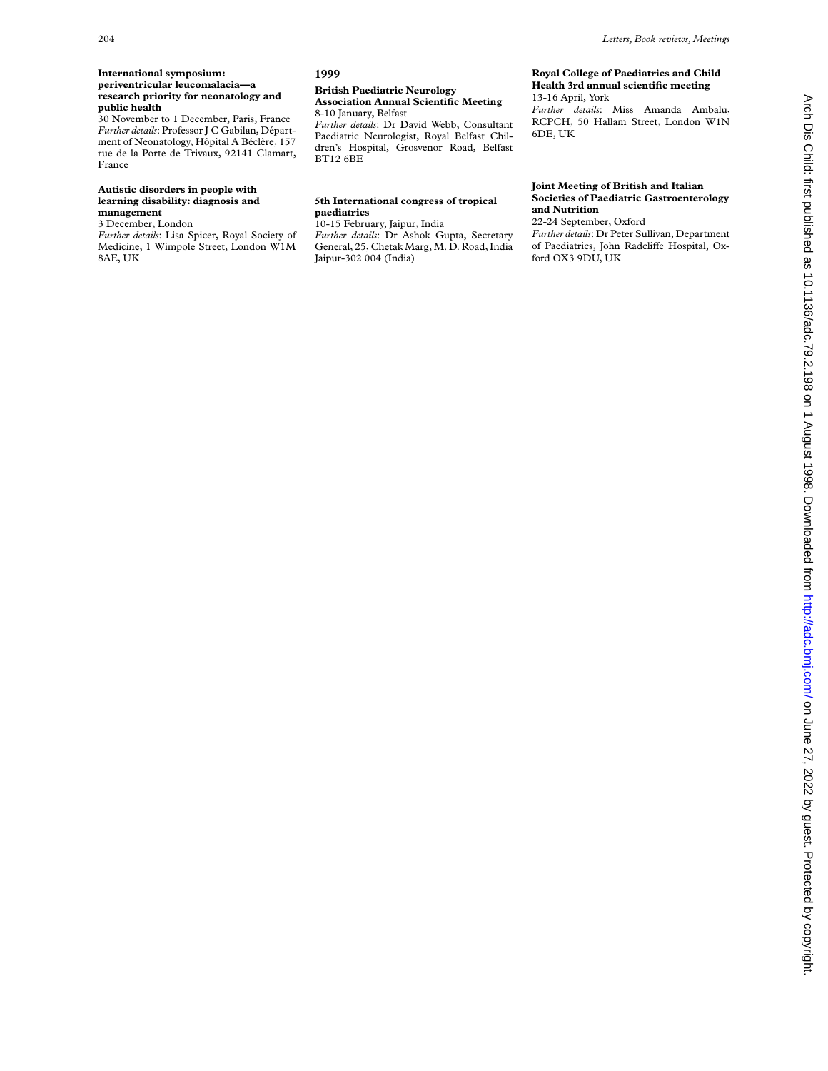**International symposium: periventricular leucomalacia—a research priority for neonatology and public health**
30 November to 1 December, Paris, France
*Further details*: Professor J C Gabilan, Département of Neonatology, Hôpital A Béclère, 157 rue de la Porte de Trivaux, 92141 Clamart, France

**Autistic disorders in people with learning disability: diagnosis and management**
3 December, London
*Further details*: Lisa Spicer, Royal Society of Medicine, 1 Wimpole Street, London W1M 8AE, UK

## 1999

**British Paediatric Neurology Association Annual Scientific Meeting**
8-10 January, Belfast
*Further details*: Dr David Webb, Consultant Paediatric Neurologist, Royal Belfast Children's Hospital, Grosvenor Road, Belfast BT12 6BE

**5th International congress of tropical paediatrics**
10-15 February, Jaipur, India
*Further details*: Dr Ashok Gupta, Secretary General, 25, Chetak Marg, M. D. Road, India Jaipur-302 004 (India)

**Royal College of Paediatrics and Child Health 3rd annual scientific meeting**
13-16 April, York
*Further details*: Miss Amanda Ambalu, RCPCH, 50 Hallam Street, London W1N 6DE, UK

**Joint Meeting of British and Italian Societies of Paediatric Gastroenterology and Nutrition**
22-24 September, Oxford
*Further details*: Dr Peter Sullivan, Department of Paediatrics, John Radcliffe Hospital, Oxford OX3 9DU, UK